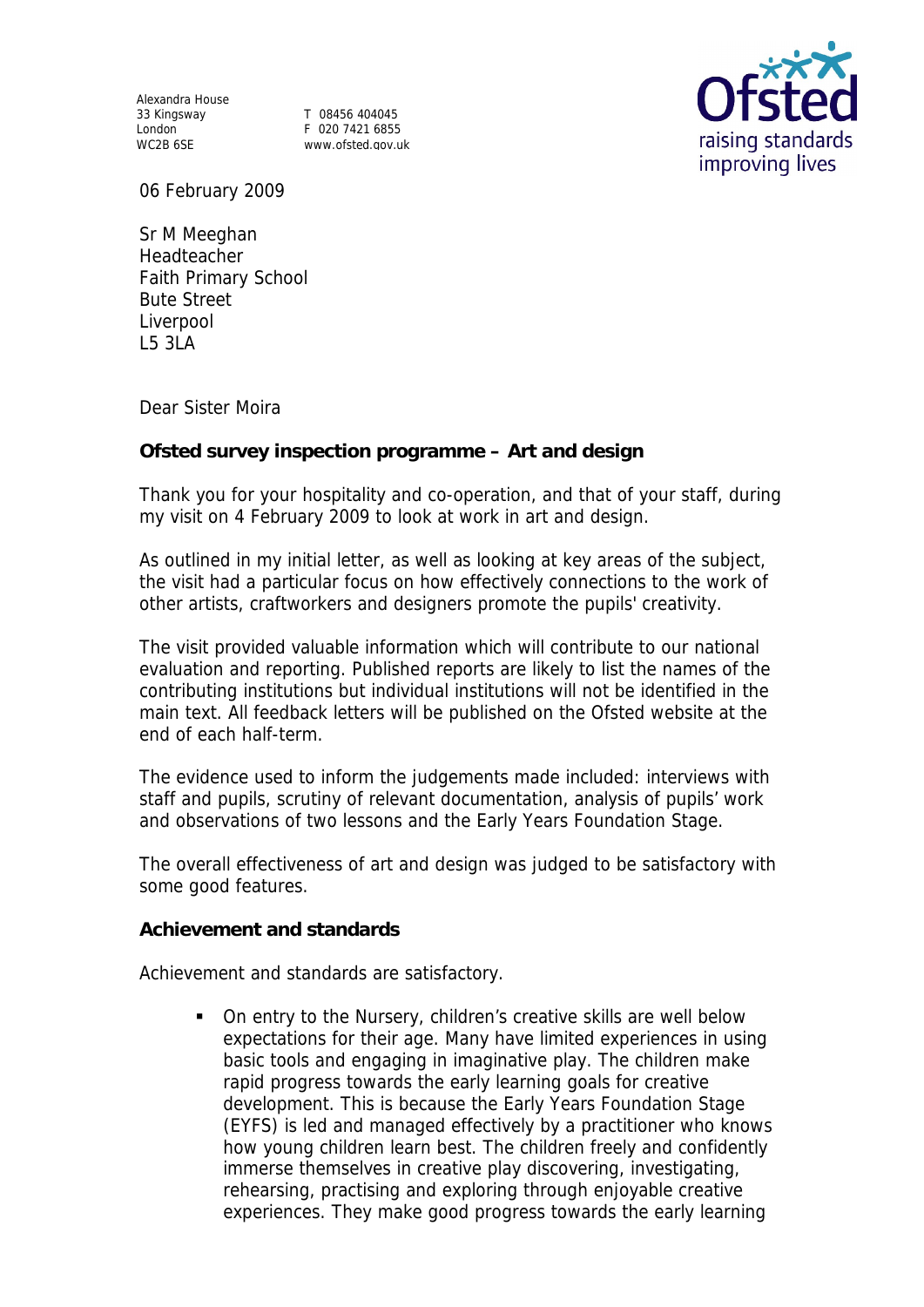Alexandra House
33 Kingsway
London
WC2B 6SE

T 08456 404045
F 020 7421 6855
www.ofsted.gov.uk

Ofsted
raising standards
improving lives

06 February 2009

Sr M Meeghan
Headteacher
Faith Primary School
Bute Street
Liverpool
L5 3LA

Dear Sister Moira

**Ofsted survey inspection programme – Art and design**

Thank you for your hospitality and co-operation, and that of your staff, during my visit on 4 February 2009 to look at work in art and design.

As outlined in my initial letter, as well as looking at key areas of the subject, the visit had a particular focus on how effectively connections to the work of other artists, craftworkers and designers promote the pupils' creativity.

The visit provided valuable information which will contribute to our national evaluation and reporting. Published reports are likely to list the names of the contributing institutions but individual institutions will not be identified in the main text. All feedback letters will be published on the Ofsted website at the end of each half-term.

The evidence used to inform the judgements made included: interviews with staff and pupils, scrutiny of relevant documentation, analysis of pupils' work and observations of two lessons and the Early Years Foundation Stage.

The overall effectiveness of art and design was judged to be satisfactory with some good features.

**Achievement and standards**

Achievement and standards are satisfactory.

- On entry to the Nursery, children's creative skills are well below expectations for their age. Many have limited experiences in using basic tools and engaging in imaginative play. The children make rapid progress towards the early learning goals for creative development. This is because the Early Years Foundation Stage (EYFS) is led and managed effectively by a practitioner who knows how young children learn best. The children freely and confidently immerse themselves in creative play discovering, investigating, rehearsing, practising and exploring through enjoyable creative experiences. They make good progress towards the early learning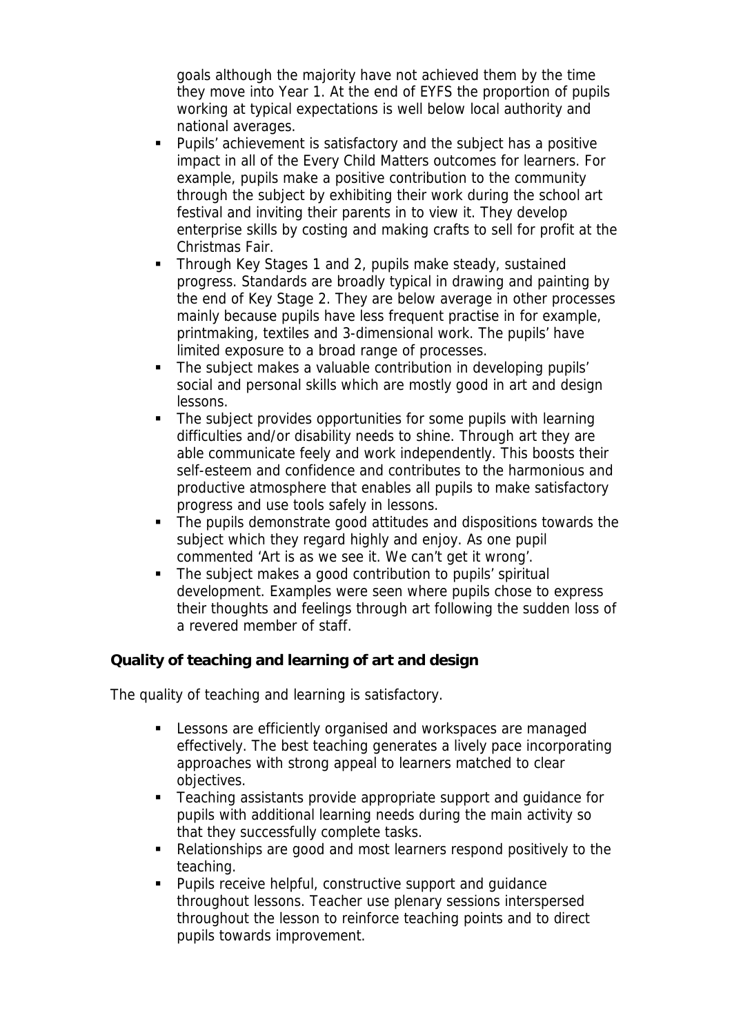goals although the majority have not achieved them by the time they move into Year 1. At the end of EYFS the proportion of pupils working at typical expectations is well below local authority and national averages.

- Pupils' achievement is satisfactory and the subject has a positive impact in all of the Every Child Matters outcomes for learners. For example, pupils make a positive contribution to the community through the subject by exhibiting their work during the school art festival and inviting their parents in to view it. They develop enterprise skills by costing and making crafts to sell for profit at the Christmas Fair.
- Through Key Stages 1 and 2, pupils make steady, sustained progress. Standards are broadly typical in drawing and painting by the end of Key Stage 2. They are below average in other processes mainly because pupils have less frequent practise in for example, printmaking, textiles and 3-dimensional work. The pupils' have limited exposure to a broad range of processes.
- The subject makes a valuable contribution in developing pupils' social and personal skills which are mostly good in art and design lessons.
- The subject provides opportunities for some pupils with learning difficulties and/or disability needs to shine. Through art they are able communicate feely and work independently. This boosts their self-esteem and confidence and contributes to the harmonious and productive atmosphere that enables all pupils to make satisfactory progress and use tools safely in lessons.
- The pupils demonstrate good attitudes and dispositions towards the subject which they regard highly and enjoy. As one pupil commented 'Art is as we see it. We can't get it wrong'.
- The subject makes a good contribution to pupils' spiritual development. Examples were seen where pupils chose to express their thoughts and feelings through art following the sudden loss of a revered member of staff.

**Quality of teaching and learning of art and design**

The quality of teaching and learning is satisfactory.

- Lessons are efficiently organised and workspaces are managed effectively. The best teaching generates a lively pace incorporating approaches with strong appeal to learners matched to clear objectives.
- Teaching assistants provide appropriate support and guidance for pupils with additional learning needs during the main activity so that they successfully complete tasks.
- Relationships are good and most learners respond positively to the teaching.
- Pupils receive helpful, constructive support and guidance throughout lessons. Teacher use plenary sessions interspersed throughout the lesson to reinforce teaching points and to direct pupils towards improvement.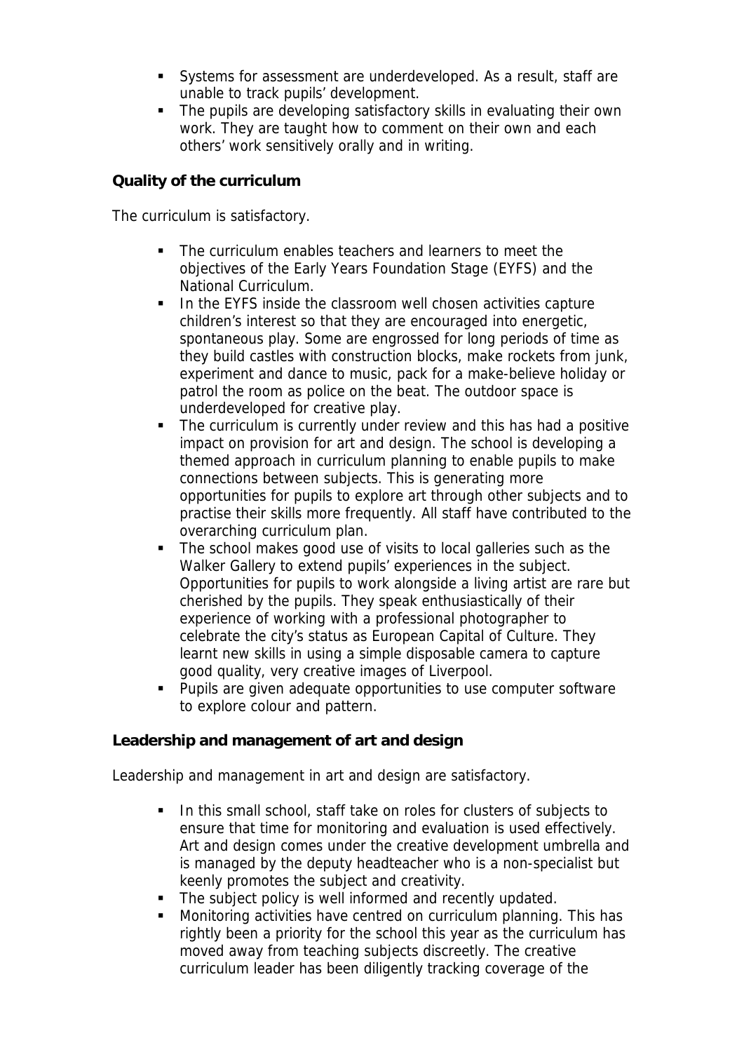- Systems for assessment are underdeveloped. As a result, staff are unable to track pupils' development.
- The pupils are developing satisfactory skills in evaluating their own work. They are taught how to comment on their own and each others' work sensitively orally and in writing.

**Quality of the curriculum**

The curriculum is satisfactory.

- The curriculum enables teachers and learners to meet the objectives of the Early Years Foundation Stage (EYFS) and the National Curriculum.
- In the EYFS inside the classroom well chosen activities capture children's interest so that they are encouraged into energetic, spontaneous play. Some are engrossed for long periods of time as they build castles with construction blocks, make rockets from junk, experiment and dance to music, pack for a make-believe holiday or patrol the room as police on the beat. The outdoor space is underdeveloped for creative play.
- The curriculum is currently under review and this has had a positive impact on provision for art and design. The school is developing a themed approach in curriculum planning to enable pupils to make connections between subjects. This is generating more opportunities for pupils to explore art through other subjects and to practise their skills more frequently. All staff have contributed to the overarching curriculum plan.
- The school makes good use of visits to local galleries such as the Walker Gallery to extend pupils' experiences in the subject. Opportunities for pupils to work alongside a living artist are rare but cherished by the pupils. They speak enthusiastically of their experience of working with a professional photographer to celebrate the city's status as European Capital of Culture. They learnt new skills in using a simple disposable camera to capture good quality, very creative images of Liverpool.
- Pupils are given adequate opportunities to use computer software to explore colour and pattern.

**Leadership and management of art and design**

Leadership and management in art and design are satisfactory.

- In this small school, staff take on roles for clusters of subjects to ensure that time for monitoring and evaluation is used effectively. Art and design comes under the creative development umbrella and is managed by the deputy headteacher who is a non-specialist but keenly promotes the subject and creativity.
- The subject policy is well informed and recently updated.
- Monitoring activities have centred on curriculum planning. This has rightly been a priority for the school this year as the curriculum has moved away from teaching subjects discreetly. The creative curriculum leader has been diligently tracking coverage of the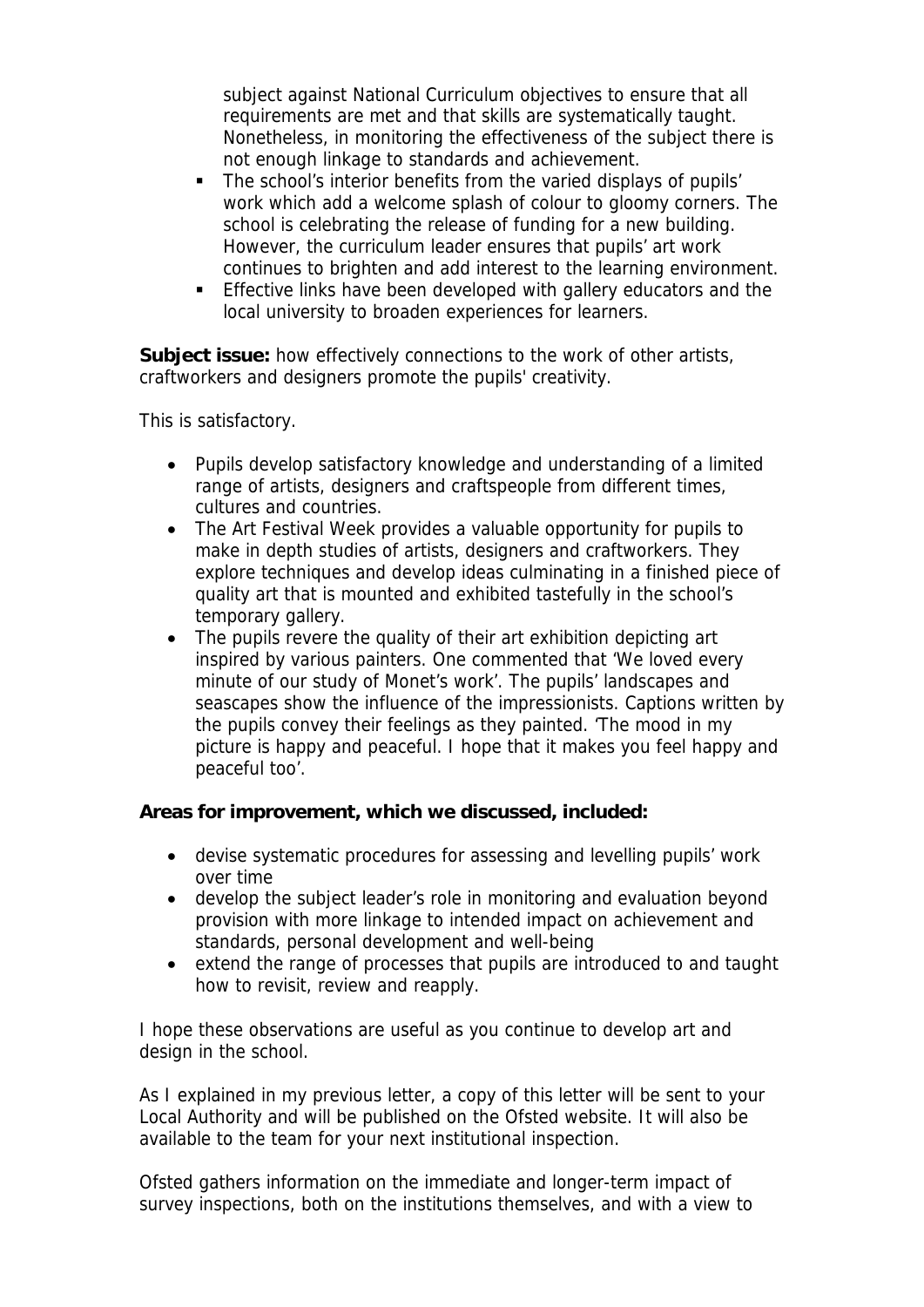subject against National Curriculum objectives to ensure that all requirements are met and that skills are systematically taught. Nonetheless, in monitoring the effectiveness of the subject there is not enough linkage to standards and achievement.

- The school's interior benefits from the varied displays of pupils' work which add a welcome splash of colour to gloomy corners. The school is celebrating the release of funding for a new building. However, the curriculum leader ensures that pupils' art work continues to brighten and add interest to the learning environment.
- Effective links have been developed with gallery educators and the local university to broaden experiences for learners.

**Subject issue:** how effectively connections to the work of other artists, craftworkers and designers promote the pupils' creativity.

This is satisfactory.

- Pupils develop satisfactory knowledge and understanding of a limited range of artists, designers and craftspeople from different times, cultures and countries.
- The Art Festival Week provides a valuable opportunity for pupils to make in depth studies of artists, designers and craftworkers. They explore techniques and develop ideas culminating in a finished piece of quality art that is mounted and exhibited tastefully in the school's temporary gallery.
- The pupils revere the quality of their art exhibition depicting art inspired by various painters. One commented that 'We loved every minute of our study of Monet's work'. The pupils' landscapes and seascapes show the influence of the impressionists. Captions written by the pupils convey their feelings as they painted. 'The mood in my picture is happy and peaceful. I hope that it makes you feel happy and peaceful too'.

**Areas for improvement, which we discussed, included:**

- devise systematic procedures for assessing and levelling pupils' work over time
- develop the subject leader's role in monitoring and evaluation beyond provision with more linkage to intended impact on achievement and standards, personal development and well-being
- extend the range of processes that pupils are introduced to and taught how to revisit, review and reapply.

I hope these observations are useful as you continue to develop art and design in the school.

As I explained in my previous letter, a copy of this letter will be sent to your Local Authority and will be published on the Ofsted website. It will also be available to the team for your next institutional inspection.

Ofsted gathers information on the immediate and longer-term impact of survey inspections, both on the institutions themselves, and with a view to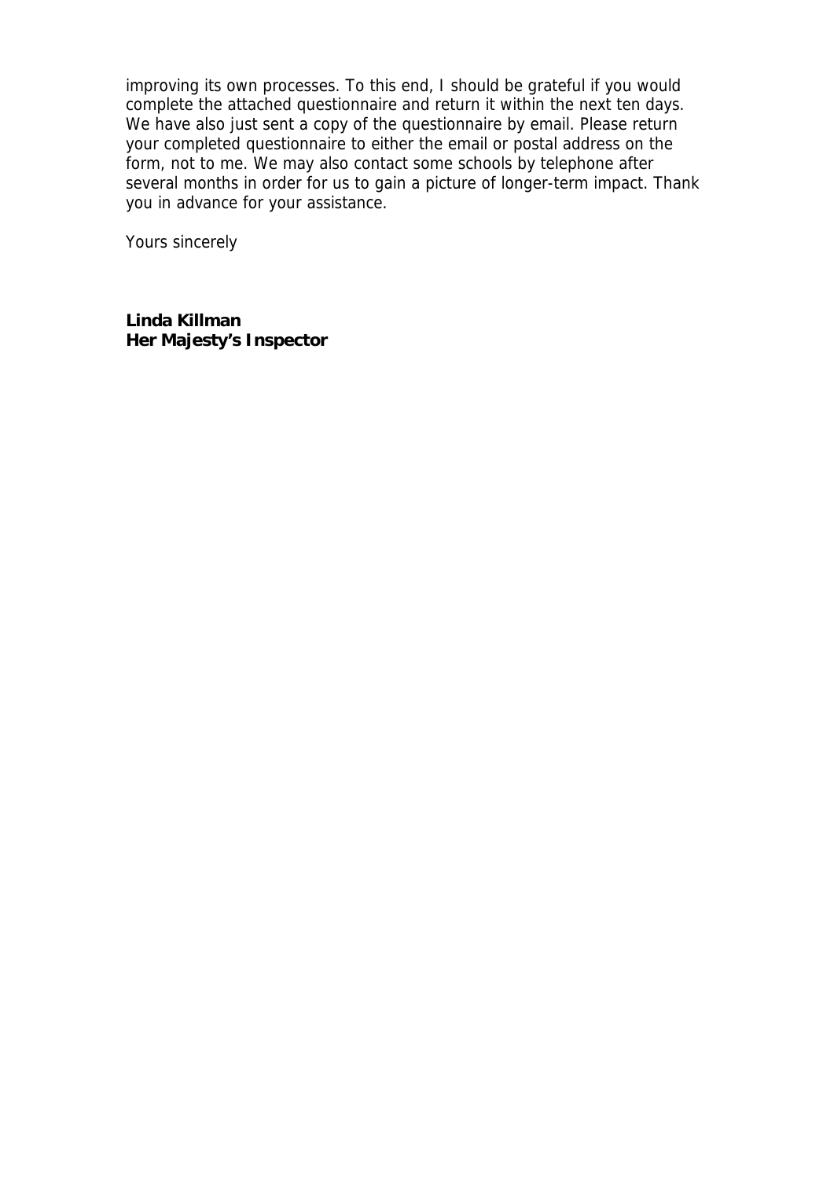improving its own processes. To this end, I should be grateful if you would complete the attached questionnaire and return it within the next ten days. We have also just sent a copy of the questionnaire by email. Please return your completed questionnaire to either the email or postal address on the form, not to me. We may also contact some schools by telephone after several months in order for us to gain a picture of longer-term impact. Thank you in advance for your assistance.

Yours sincerely

**Linda Killman**
**Her Majesty's Inspector**